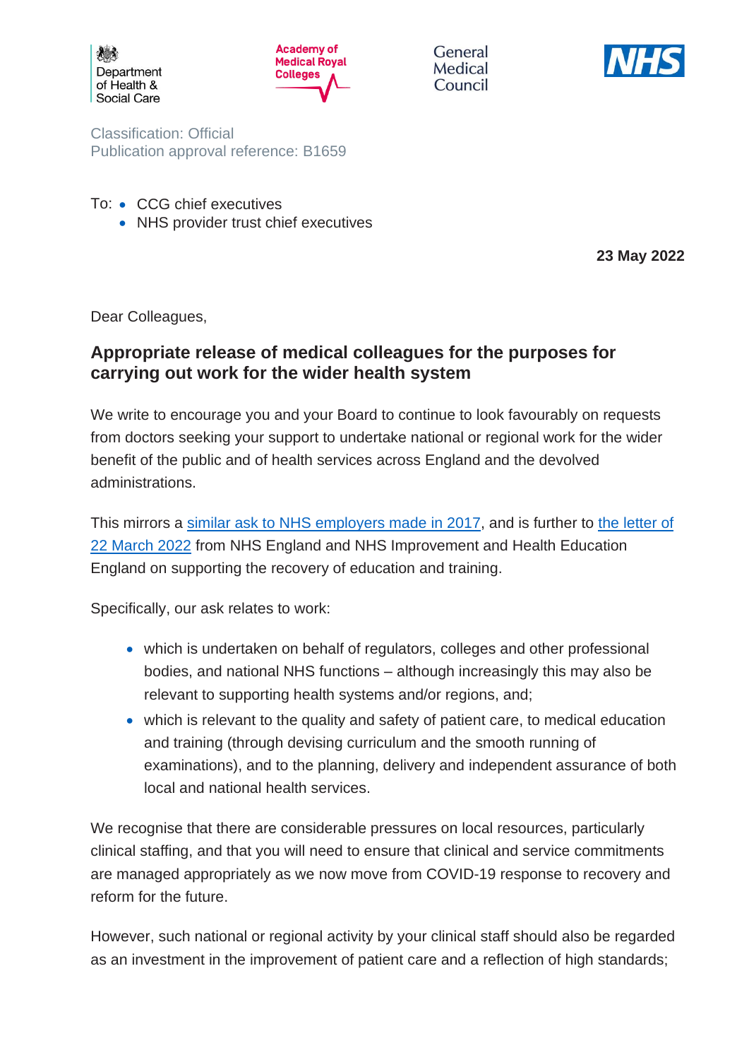Department of Health & Social Care

Academy of Medical Royal Colleges

General Medical Council

NHS

Classification: Official
Publication approval reference: B1659

To:
- CCG chief executives
- NHS provider trust chief executives

**23 May 2022**

Dear Colleagues,

## Appropriate release of medical colleagues for the purposes for carrying out work for the wider health system

We write to encourage you and your Board to continue to look favourably on requests from doctors seeking your support to undertake national or regional work for the wider benefit of the public and of health services across England and the devolved administrations.

This mirrors a [similar ask to NHS employers made in 2017](), and is further to [the letter of 22 March 2022]() from NHS England and NHS Improvement and Health Education England on supporting the recovery of education and training.

Specifically, our ask relates to work:

- which is undertaken on behalf of regulators, colleges and other professional bodies, and national NHS functions – although increasingly this may also be relevant to supporting health systems and/or regions, and;
- which is relevant to the quality and safety of patient care, to medical education and training (through devising curriculum and the smooth running of examinations), and to the planning, delivery and independent assurance of both local and national health services.

We recognise that there are considerable pressures on local resources, particularly clinical staffing, and that you will need to ensure that clinical and service commitments are managed appropriately as we now move from COVID-19 response to recovery and reform for the future.

However, such national or regional activity by your clinical staff should also be regarded as an investment in the improvement of patient care and a reflection of high standards;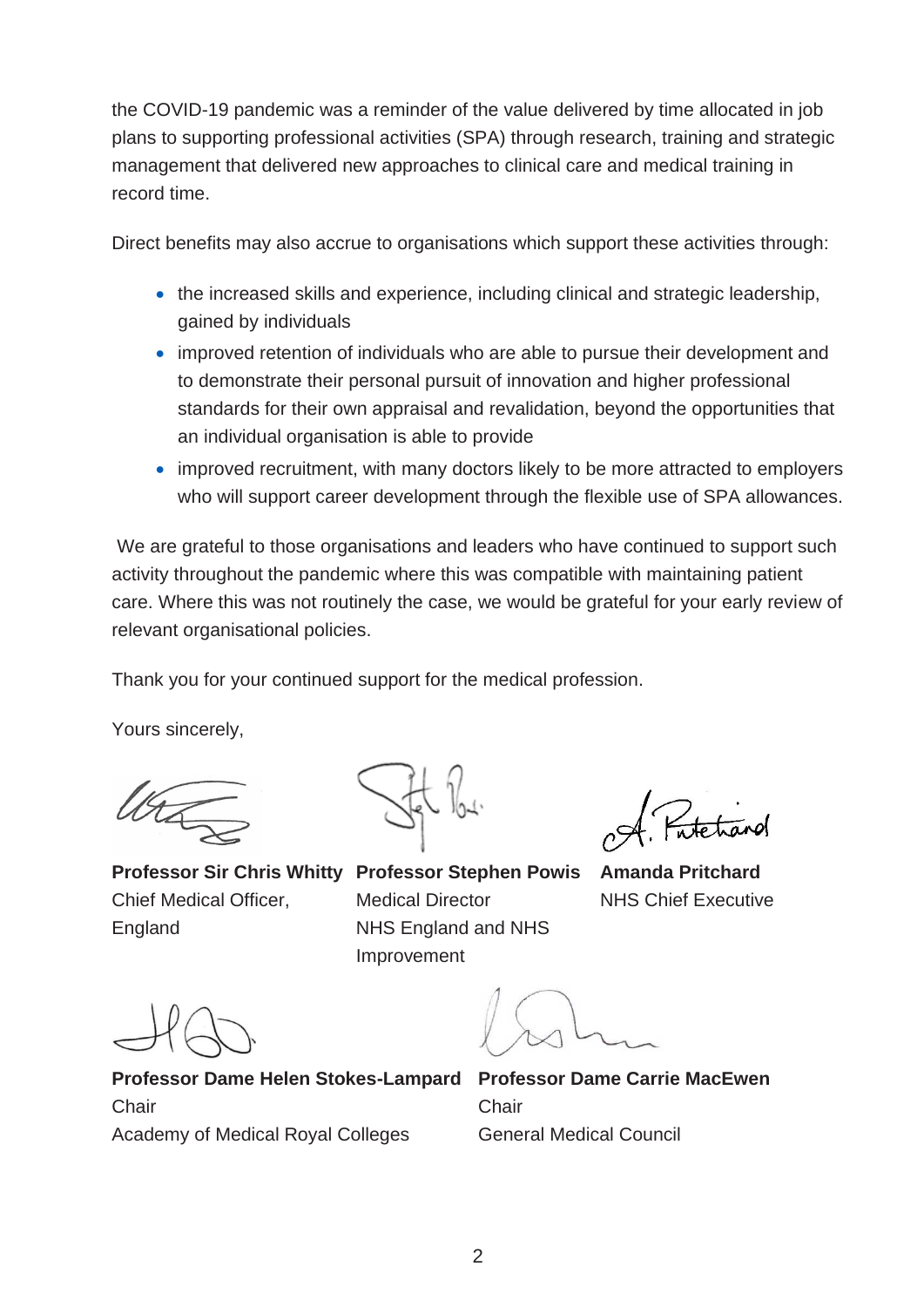the COVID-19 pandemic was a reminder of the value delivered by time allocated in job plans to supporting professional activities (SPA) through research, training and strategic management that delivered new approaches to clinical care and medical training in record time.

Direct benefits may also accrue to organisations which support these activities through:

- the increased skills and experience, including clinical and strategic leadership, gained by individuals
- improved retention of individuals who are able to pursue their development and to demonstrate their personal pursuit of innovation and higher professional standards for their own appraisal and revalidation, beyond the opportunities that an individual organisation is able to provide
- improved recruitment, with many doctors likely to be more attracted to employers who will support career development through the flexible use of SPA allowances.

We are grateful to those organisations and leaders who have continued to support such activity throughout the pandemic where this was compatible with maintaining patient care. Where this was not routinely the case, we would be grateful for your early review of relevant organisational policies.

Thank you for your continued support for the medical profession.

Yours sincerely,

**Professor Sir Chris Whitty**
Chief Medical Officer, England

**Professor Stephen Powis**
Medical Director
NHS England and NHS Improvement

**Amanda Pritchard**
NHS Chief Executive

**Professor Dame Helen Stokes-Lampard**
Chair
Academy of Medical Royal Colleges

**Professor Dame Carrie MacEwen**
Chair
General Medical Council